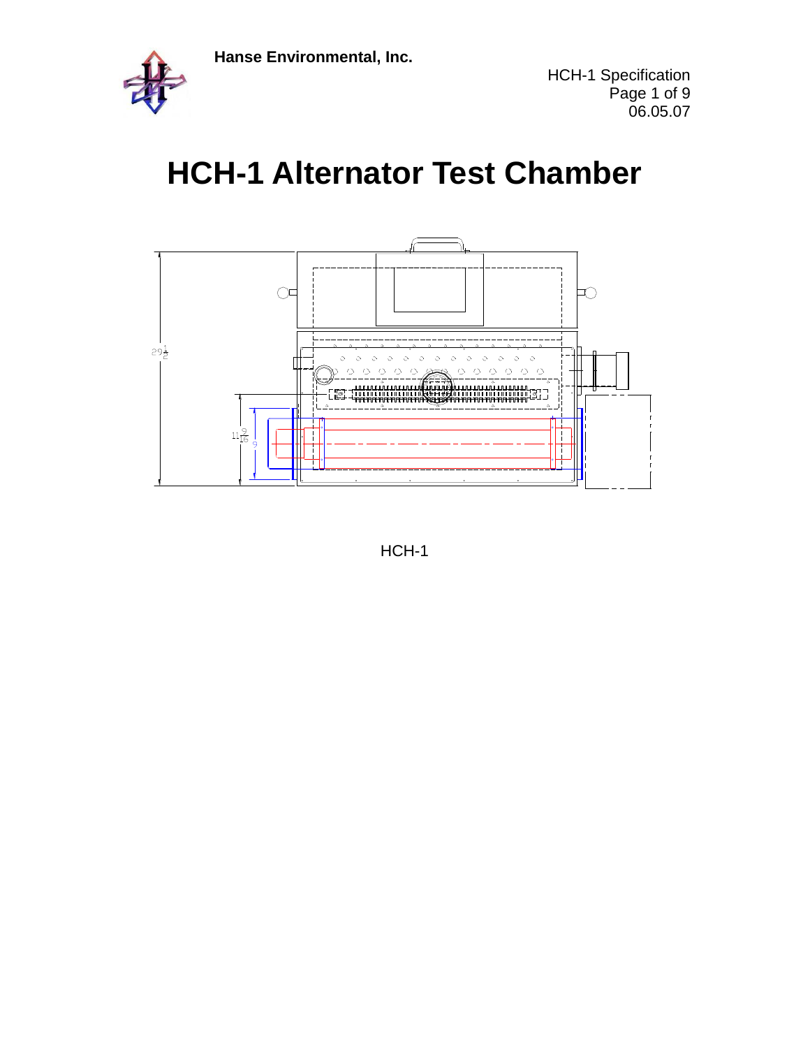Hanse Environmental, Inc.

# HCH-1 Alternator Test Chamber

HCH-1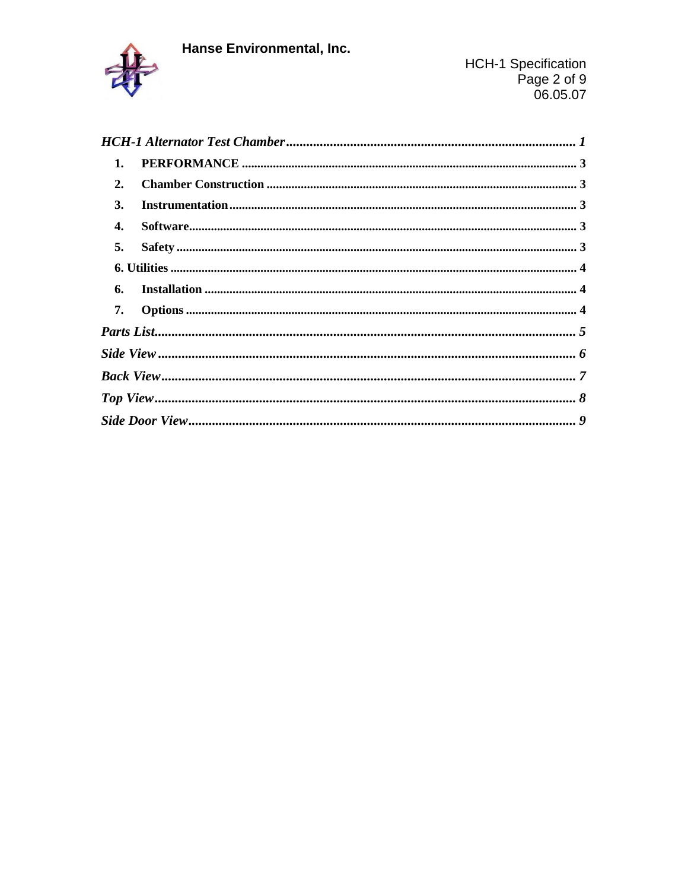*HCH-1 Alternator Test Chamber* ..................................................................................... 1

- **1. PERFORMANCE** ........................................................................................................... 3
- **2. Chamber Construction** .................................................................................................. 3
- **3. Instrumentation** .............................................................................................................. 3
- **4. Software** .......................................................................................................................... 3
- **5. Safety** ............................................................................................................................... 3
- **6. Utilities** ............................................................................................................................ 4
- **6. Installation** ..................................................................................................................... 4
- **7. Options** ........................................................................................................................... 4

*Parts List* ............................................................................................................................ 5

*Side View* ............................................................................................................................ 6

*Back View* ........................................................................................................................... 7

*Top View* ............................................................................................................................. 8

*Side Door View* ................................................................................................................... 9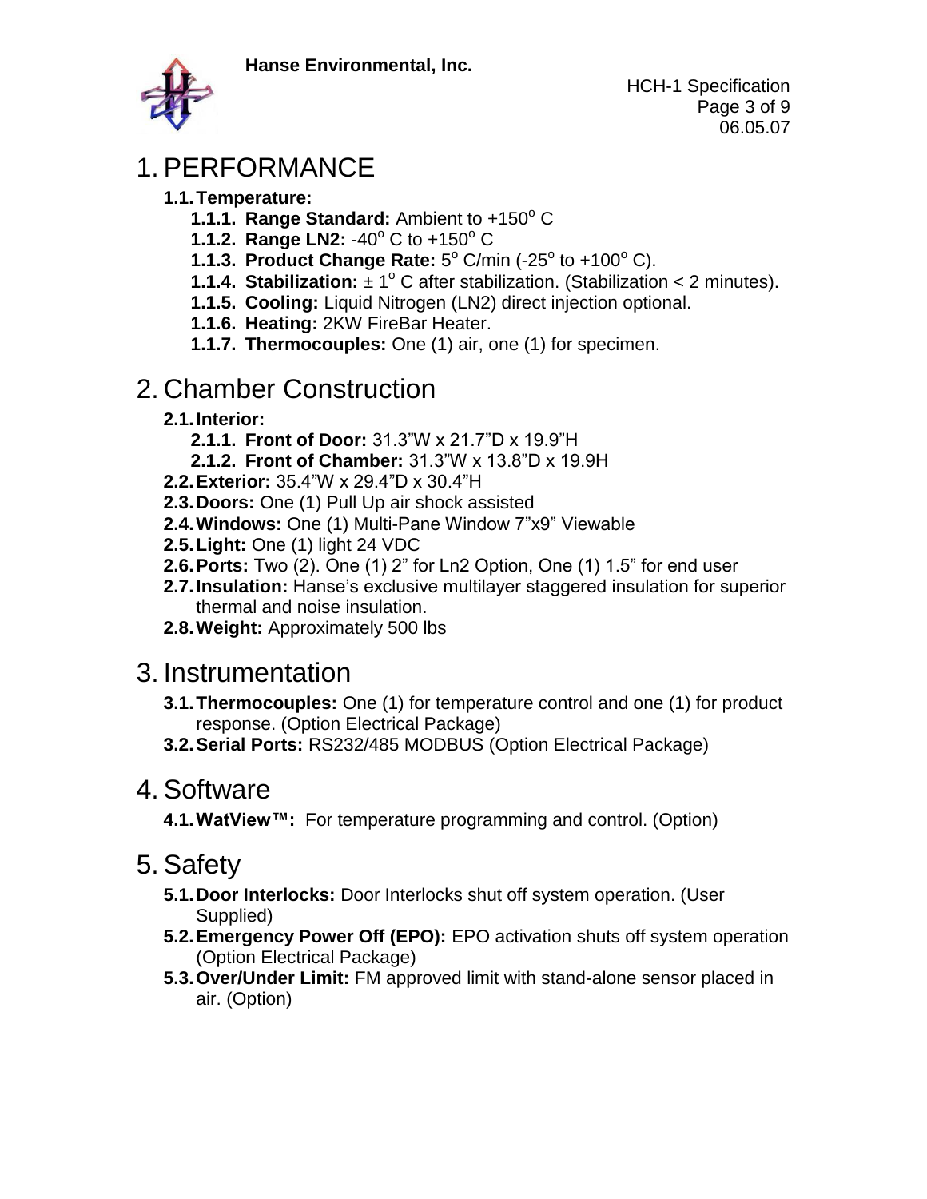# 1. PERFORMANCE

**1.1. Temperature:**

- **1.1.1. Range Standard:** Ambient to +150$^{o}$ C
- **1.1.2. Range LN2:** -40$^{o}$ C to +150$^{o}$ C
- **1.1.3. Product Change Rate:** 5$^{o}$ C/min (-25$^{o}$ to +100$^{o}$ C).
- **1.1.4. Stabilization:** ± 1$^{o}$ C after stabilization. (Stabilization < 2 minutes).
- **1.1.5. Cooling:** Liquid Nitrogen (LN2) direct injection optional.
- **1.1.6. Heating:** 2KW FireBar Heater.
- **1.1.7. Thermocouples:** One (1) air, one (1) for specimen.

# 2. Chamber Construction

**2.1. Interior:**

- **2.1.1. Front of Door:** 31.3"W x 21.7"D x 19.9"H
- **2.1.2. Front of Chamber:** 31.3"W x 13.8"D x 19.9H

**2.2. Exterior:** 35.4"W x 29.4"D x 30.4"H

**2.3. Doors:** One (1) Pull Up air shock assisted

**2.4. Windows:** One (1) Multi-Pane Window 7"x9" Viewable

**2.5. Light:** One (1) light 24 VDC

**2.6. Ports:** Two (2). One (1) 2" for Ln2 Option, One (1) 1.5" for end user

**2.7. Insulation:** Hanse's exclusive multilayer staggered insulation for superior thermal and noise insulation.

**2.8. Weight:** Approximately 500 lbs

# 3. Instrumentation

**3.1. Thermocouples:** One (1) for temperature control and one (1) for product response. (Option Electrical Package)

**3.2. Serial Ports:** RS232/485 MODBUS (Option Electrical Package)

# 4. Software

**4.1. WatView™:** For temperature programming and control. (Option)

# 5. Safety

**5.1. Door Interlocks:** Door Interlocks shut off system operation. (User Supplied)

**5.2. Emergency Power Off (EPO):** EPO activation shuts off system operation (Option Electrical Package)

**5.3. Over/Under Limit:** FM approved limit with stand-alone sensor placed in air. (Option)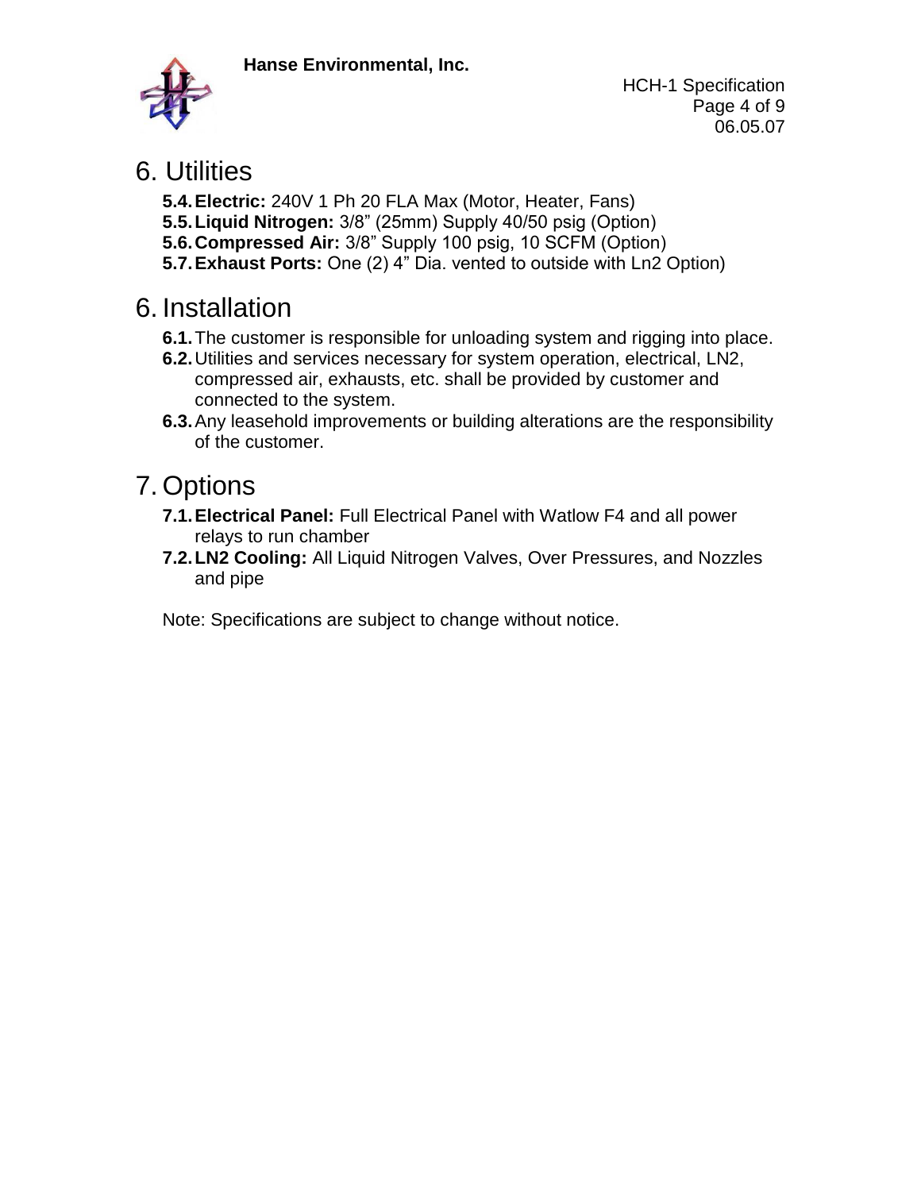# 6. Utilities

- **5.4. Electric:** 240V 1 Ph 20 FLA Max (Motor, Heater, Fans)
- **5.5. Liquid Nitrogen:** 3/8" (25mm) Supply 40/50 psig (Option)
- **5.6. Compressed Air:** 3/8" Supply 100 psig, 10 SCFM (Option)
- **5.7. Exhaust Ports:** One (2) 4" Dia. vented to outside with Ln2 Option)

# 6. Installation

- **6.1.** The customer is responsible for unloading system and rigging into place.
- **6.2.** Utilities and services necessary for system operation, electrical, LN2, compressed air, exhausts, etc. shall be provided by customer and connected to the system.
- **6.3.** Any leasehold improvements or building alterations are the responsibility of the customer.

# 7. Options

- **7.1. Electrical Panel:** Full Electrical Panel with Watlow F4 and all power relays to run chamber
- **7.2. LN2 Cooling:** All Liquid Nitrogen Valves, Over Pressures, and Nozzles and pipe

Note: Specifications are subject to change without notice.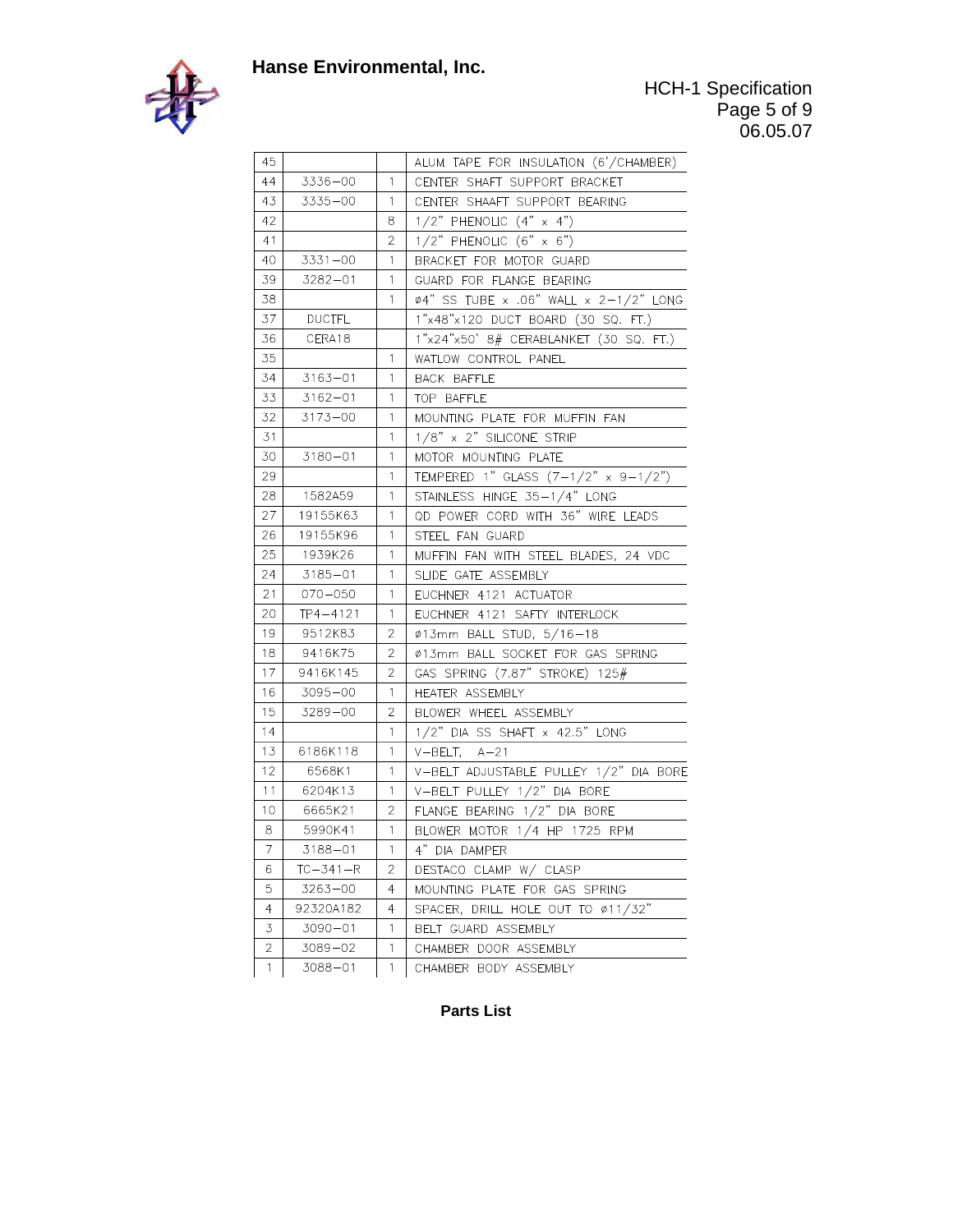| | | | |
|---|---|---|---|
| 45 | | | ALUM TAPE FOR INSULATION (6'/CHAMBER) |
| 44 | 3336-00 | 1 | CENTER SHAFT SUPPORT BRACKET |
| 43 | 3335-00 | 1 | CENTER SHAAFT SUPPORT BEARING |
| 42 | | 8 | 1/2" PHENOLIC (4" x 4") |
| 41 | | 2 | 1/2" PHENOLIC (6" x 6") |
| 40 | 3331-00 | 1 | BRACKET FOR MOTOR GUARD |
| 39 | 3282-01 | 1 | GUARD FOR FLANGE BEARING |
| 38 | | 1 | ø4" SS TUBE x .06" WALL x 2-1/2" LONG |
| 37 | DUCTFL | | 1"x48"x120 DUCT BOARD (30 SQ. FT.) |
| 36 | CERA18 | | 1"x24"x50' 8# CERABLANKET (30 SQ. FT.) |
| 35 | | 1 | WATLOW CONTROL PANEL |
| 34 | 3163-01 | 1 | BACK BAFFLE |
| 33 | 3162-01 | 1 | TOP BAFFLE |
| 32 | 3173-00 | 1 | MOUNTING PLATE FOR MUFFIN FAN |
| 31 | | 1 | 1/8" x 2" SILICONE STRIP |
| 30 | 3180-01 | 1 | MOTOR MOUNTING PLATE |
| 29 | | 1 | TEMPERED 1" GLASS (7-1/2" x 9-1/2") |
| 28 | 1582A59 | 1 | STAINLESS HINGE 35-1/4" LONG |
| 27 | 19155K63 | 1 | QD POWER CORD WITH 36" WIRE LEADS |
| 26 | 19155K96 | 1 | STEEL FAN GUARD |
| 25 | 1939K26 | 1 | MUFFIN FAN WITH STEEL BLADES, 24 VDC |
| 24 | 3185-01 | 1 | SLIDE GATE ASSEMBLY |
| 21 | 070-050 | 1 | EUCHNER 4121 ACTUATOR |
| 20 | TP4-4121 | 1 | EUCHNER 4121 SAFTY INTERLOCK |
| 19 | 9512K83 | 2 | ø13mm BALL STUD, 5/16-18 |
| 18 | 9416K75 | 2 | ø13mm BALL SOCKET FOR GAS SPRING |
| 17 | 9416K145 | 2 | GAS SPRING (7.87" STROKE) 125# |
| 16 | 3095-00 | 1 | HEATER ASSEMBLY |
| 15 | 3289-00 | 2 | BLOWER WHEEL ASSEMBLY |
| 14 | | 1 | 1/2" DIA SS SHAFT x 42.5" LONG |
| 13 | 6186K118 | 1 | V-BELT, A-21 |
| 12 | 6568K1 | 1 | V-BELT ADJUSTABLE PULLEY 1/2" DIA BORE |
| 11 | 6204K13 | 1 | V-BELT PULLEY 1/2" DIA BORE |
| 10 | 6665K21 | 2 | FLANGE BEARING 1/2" DIA BORE |
| 8 | 5990K41 | 1 | BLOWER MOTOR 1/4 HP 1725 RPM |
| 7 | 3188-01 | 1 | 4" DIA DAMPER |
| 6 | TC-341-R | 2 | DESTACO CLAMP W/ CLASP |
| 5 | 3263-00 | 4 | MOUNTING PLATE FOR GAS SPRING |
| 4 | 92320A182 | 4 | SPACER, DRILL HOLE OUT TO ø11/32" |
| 3 | 3090-01 | 1 | BELT GUARD ASSEMBLY |
| 2 | 3089-02 | 1 | CHAMBER DOOR ASSEMBLY |
| 1 | 3088-01 | 1 | CHAMBER BODY ASSEMBLY |

**Parts List**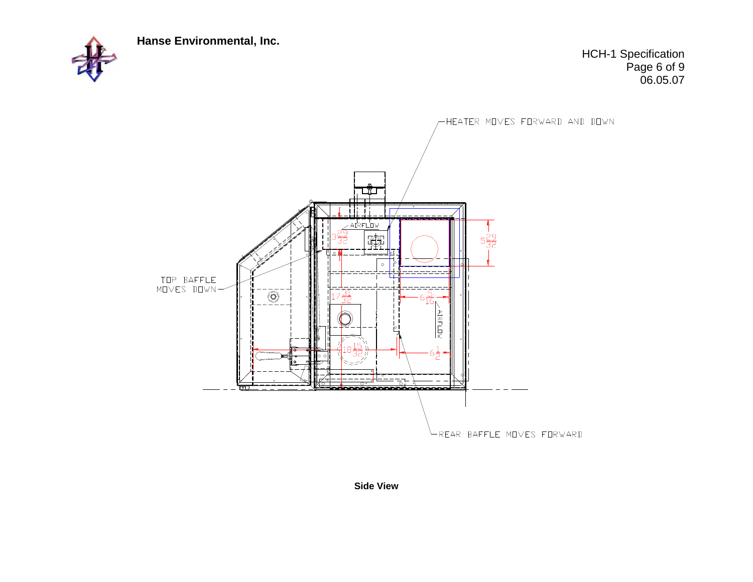HEATER MOVES FORWARD AND DOWN

AIRFLOW

$3\frac{29}{32}$

$5\frac{29}{32}$

TOP BAFFLE MOVES DOWN

$17\frac{31}{32}$

$6\frac{5}{16}$

AIRFLOW

$18\frac{15}{32}$

$6\frac{1}{2}$

REAR BAFFLE MOVES FORWARD

**Side View**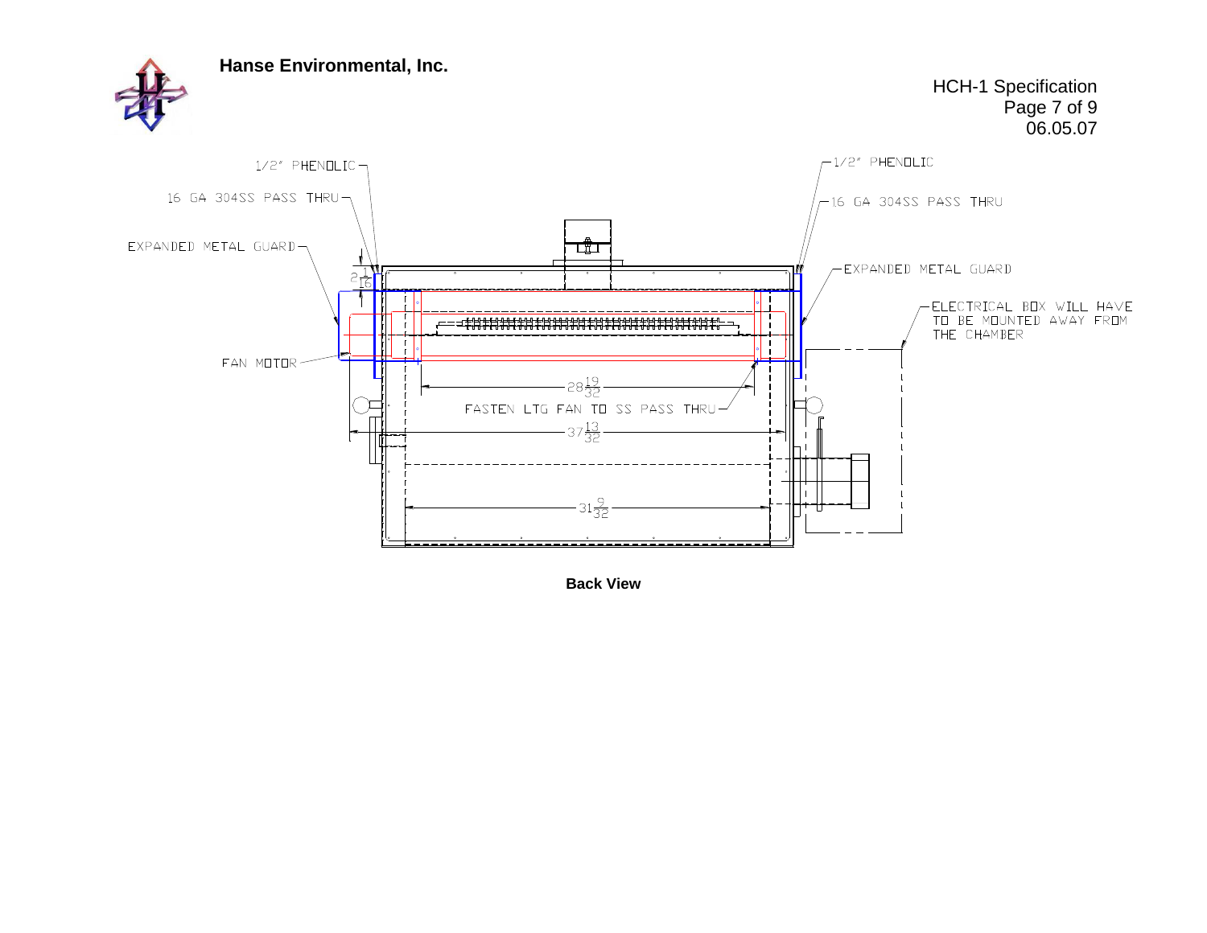**Hanse Environmental, Inc.**

HCH-1 Specification

1/2" PHENOLIC

16 GA 304SS PASS THRU

EXPANDED METAL GUARD

$2\frac{1}{16}$

FAN MOTOR

$28\frac{19}{32}$

FASTEN LTG FAN TO SS PASS THRU

$37\frac{13}{32}$

$31\frac{9}{32}$

1/2" PHENOLIC

16 GA 304SS PASS THRU

EXPANDED METAL GUARD

ELECTRICAL BOX WILL HAVE TO BE MOUNTED AWAY FROM THE CHAMBER

**Back View**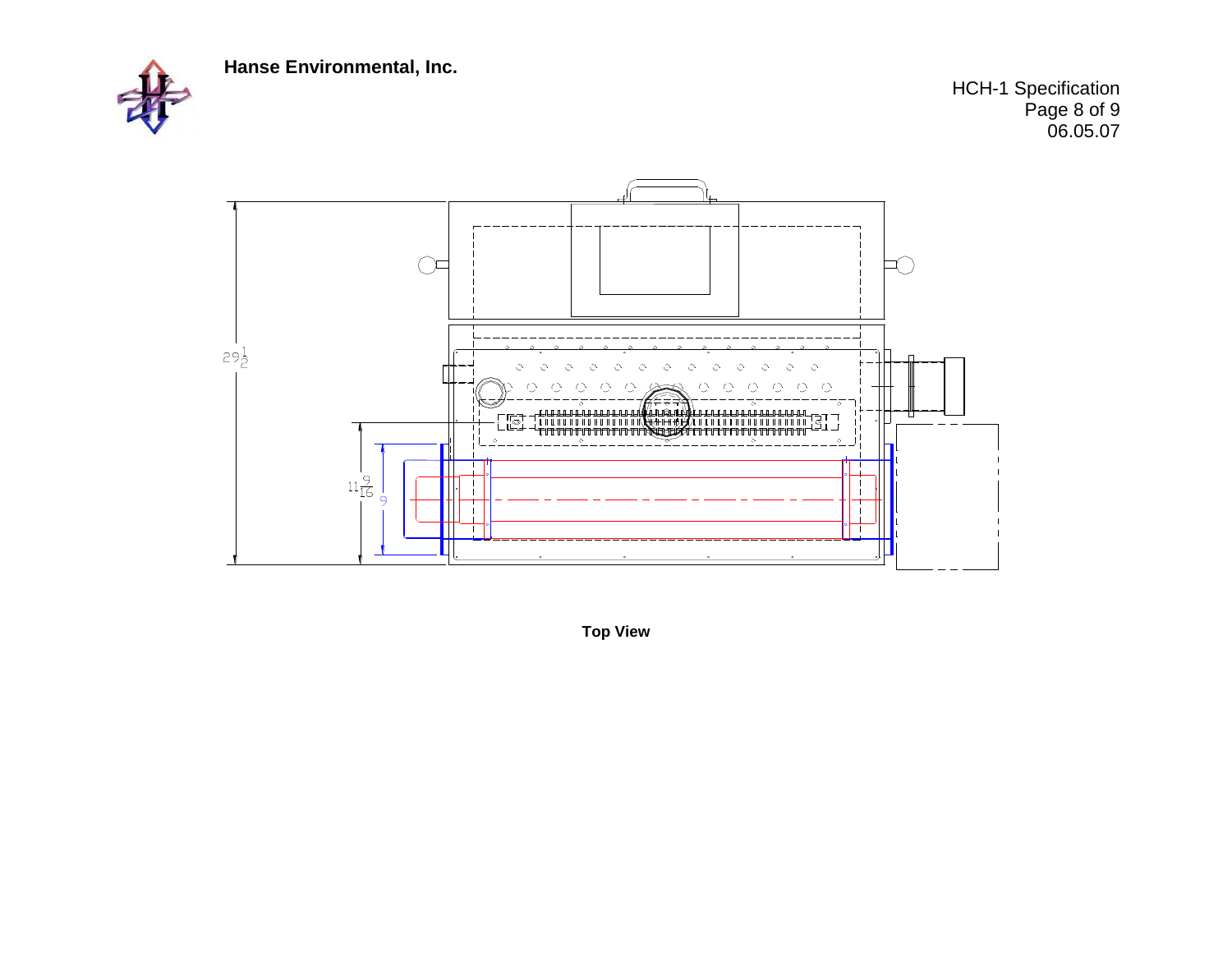Hanse Environmental, Inc.

HCH-1 Specification
06.05.07

29 1/2

11 9/16

9

**Top View**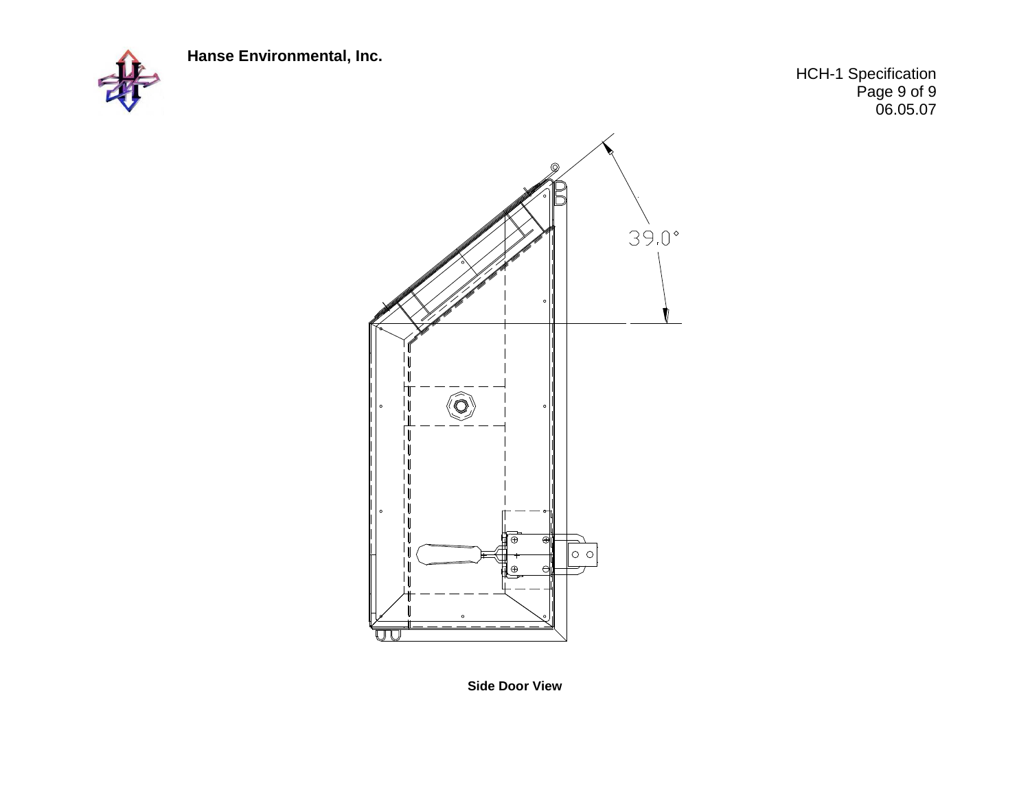39.0°

Side Door View